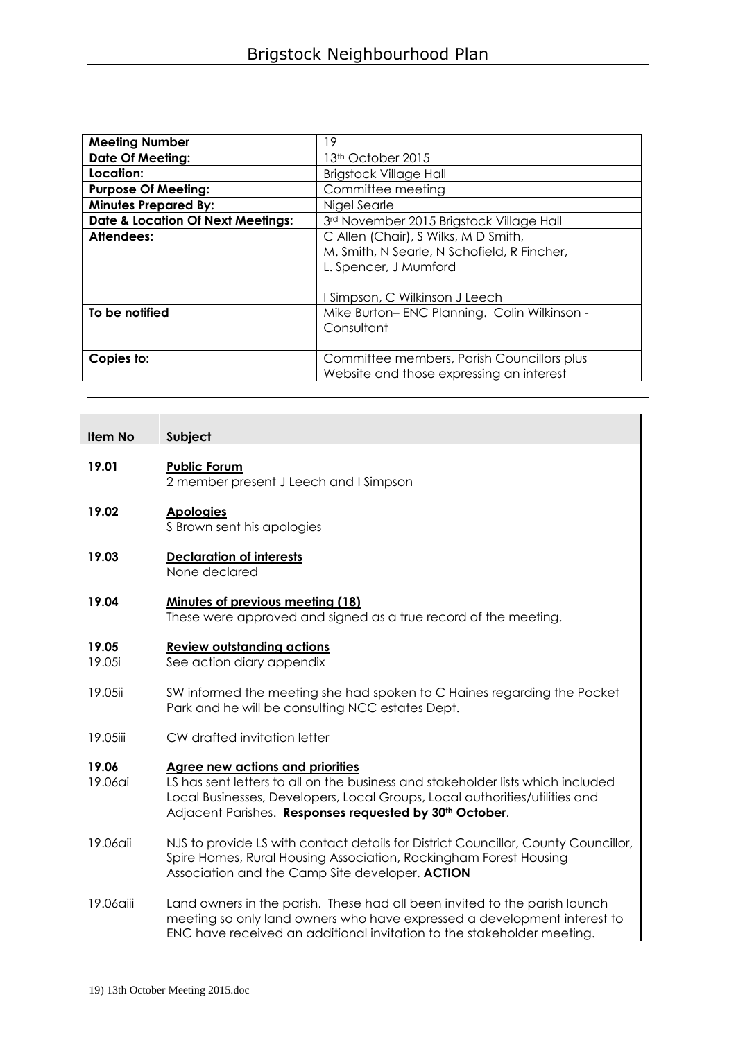# Brigstock Neighbourhood Plan

| | |
|---|---|
| **Meeting Number** | 19 |
| **Date Of Meeting:** | 13th October 2015 |
| **Location:** | Brigstock Village Hall |
| **Purpose Of Meeting:** | Committee meeting |
| **Minutes Prepared By:** | Nigel Searle |
| **Date & Location Of Next Meetings:** | 3rd November 2015 Brigstock Village Hall |
| **Attendees:** | C Allen (Chair), S Wilks, M D Smith, M. Smith, N Searle, N Schofield, R Fincher, L. Spencer, J Mumford<br><br>I Simpson, C Wilkinson J Leech |
| **To be notified** | Mike Burton– ENC Planning. Colin Wilkinson - Consultant |
| **Copies to:** | Committee members, Parish Councillors plus Website and those expressing an interest |

| Item No | Subject |
|---|---|
| **19.01** | **Public Forum**<br>2 member present J Leech and I Simpson |
| **19.02** | **Apologies**<br>S Brown sent his apologies |
| **19.03** | **Declaration of interests**<br>None declared |
| **19.04** | **Minutes of previous meeting (18)**<br>These were approved and signed as a true record of the meeting. |
| **19.05**<br>19.05i | **Review outstanding actions**<br>See action diary appendix |
| 19.05ii | SW informed the meeting she had spoken to C Haines regarding the Pocket Park and he will be consulting NCC estates Dept. |
| 19.05iii | CW drafted invitation letter |
| **19.06**<br>19.06ai | **Agree new actions and priorities**<br>LS has sent letters to all on the business and stakeholder lists which included Local Businesses, Developers, Local Groups, Local authorities/utilities and Adjacent Parishes. **Responses requested by 30th October**. |
| 19.06aii | NJS to provide LS with contact details for District Councillor, County Councillor, Spire Homes, Rural Housing Association, Rockingham Forest Housing Association and the Camp Site developer. **ACTION** |
| 19.06aiii | Land owners in the parish. These had all been invited to the parish launch meeting so only land owners who have expressed a development interest to ENC have received an additional invitation to the stakeholder meeting. |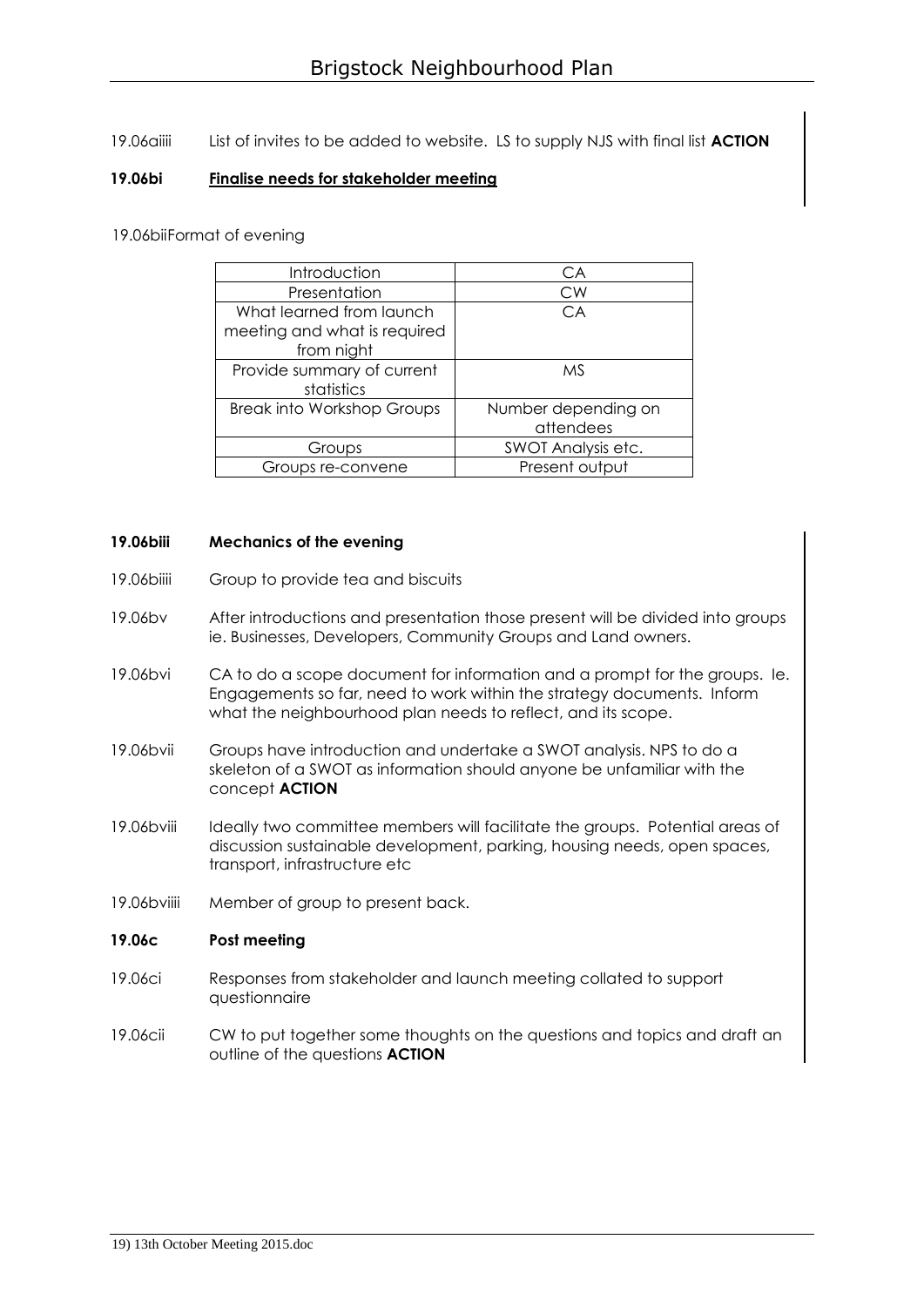19.06aiiii List of invites to be added to website. LS to supply NJS with final list **ACTION**

**19.06bi** **Finalise needs for stakeholder meeting**

19.06biiFormat of evening

| Introduction | CA |
|---|---|
| Presentation | CW |
| What learned from launch meeting and what is required from night | CA |
| Provide summary of current statistics | MS |
| Break into Workshop Groups | Number depending on attendees |
| Groups | SWOT Analysis etc. |
| Groups re-convene | Present output |

**19.06biii** **Mechanics of the evening**

19.06biiii Group to provide tea and biscuits

19.06bv After introductions and presentation those present will be divided into groups ie. Businesses, Developers, Community Groups and Land owners.

19.06bvi CA to do a scope document for information and a prompt for the groups. Ie. Engagements so far, need to work within the strategy documents. Inform what the neighbourhood plan needs to reflect, and its scope.

19.06bvii Groups have introduction and undertake a SWOT analysis. NPS to do a skeleton of a SWOT as information should anyone be unfamiliar with the concept **ACTION**

19.06bviii Ideally two committee members will facilitate the groups. Potential areas of discussion sustainable development, parking, housing needs, open spaces, transport, infrastructure etc

19.06bviiii Member of group to present back.

**19.06c** **Post meeting**

19.06ci Responses from stakeholder and launch meeting collated to support questionnaire

19.06cii CW to put together some thoughts on the questions and topics and draft an outline of the questions **ACTION**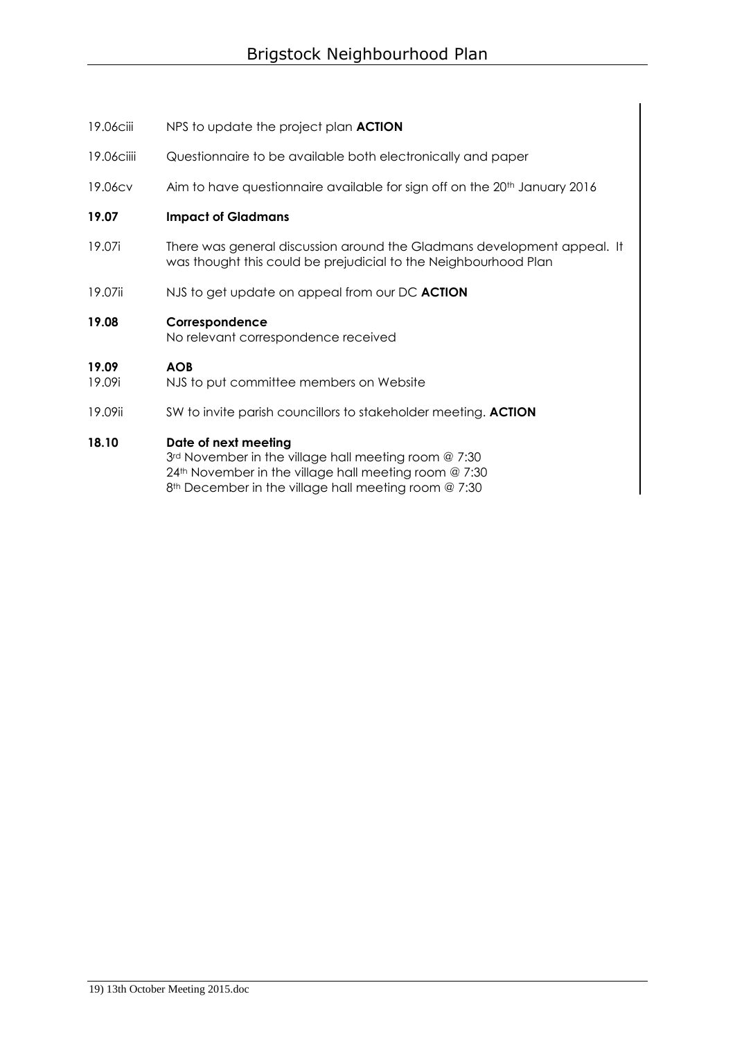19.06ciii NPS to update the project plan **ACTION**

19.06ciiii Questionnaire to be available both electronically and paper

19.06cv Aim to have questionnaire available for sign off on the 20th January 2016

**19.07 Impact of Gladmans**

19.07i There was general discussion around the Gladmans development appeal. It was thought this could be prejudicial to the Neighbourhood Plan

19.07ii NJS to get update on appeal from our DC **ACTION**

**19.08 Correspondence**

No relevant correspondence received

**19.09 AOB**

19.09i NJS to put committee members on Website

19.09ii SW to invite parish councillors to stakeholder meeting. **ACTION**

**18.10 Date of next meeting**

3rd November in the village hall meeting room @ 7:30
24th November in the village hall meeting room @ 7:30
8th December in the village hall meeting room @ 7:30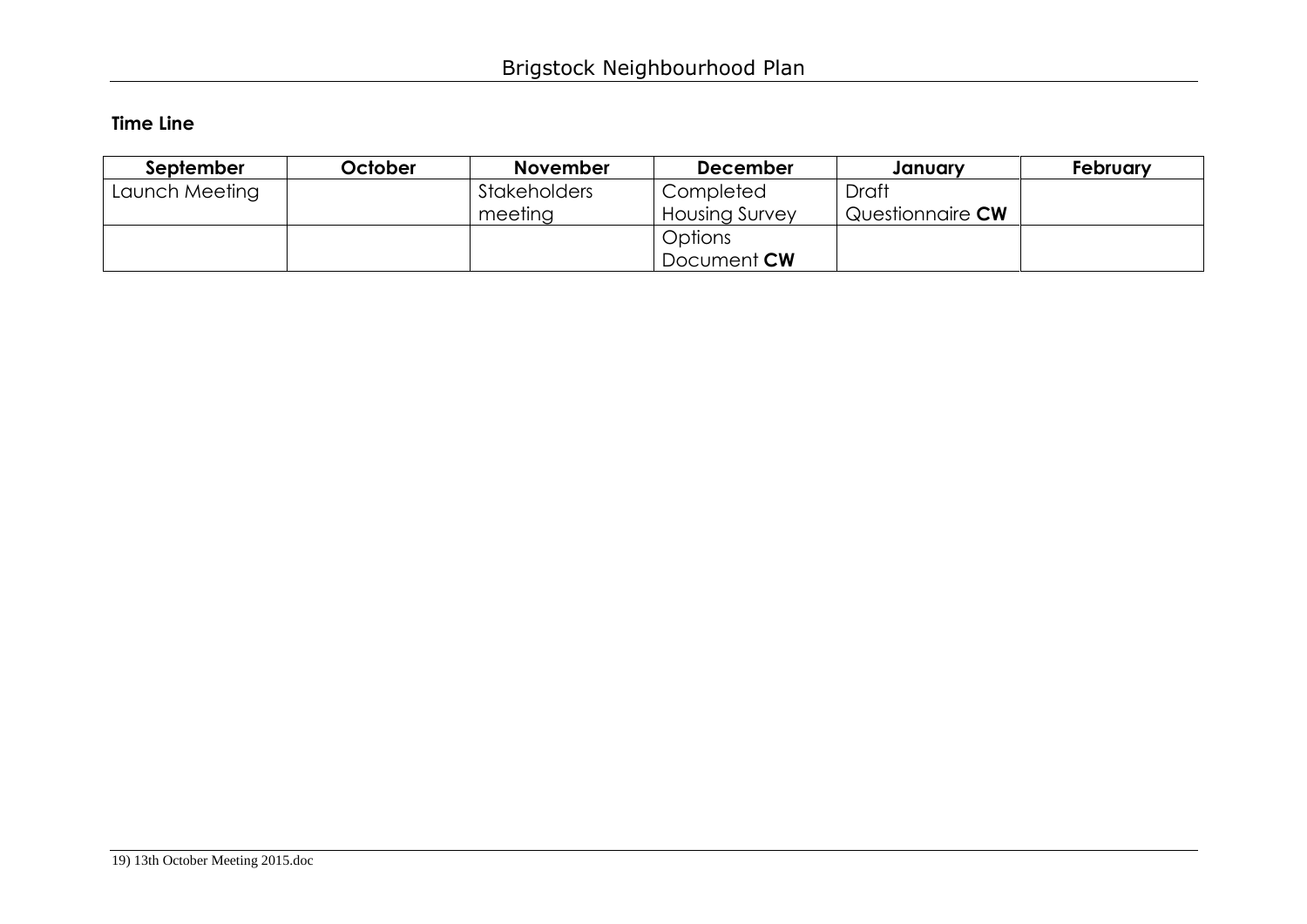**Time Line**

| September | October | November | December | January | February |
|---|---|---|---|---|---|
| Launch Meeting | | Stakeholders meeting | Completed Housing Survey | Draft Questionnaire **CW** | |
| | | | Options Document **CW** | | |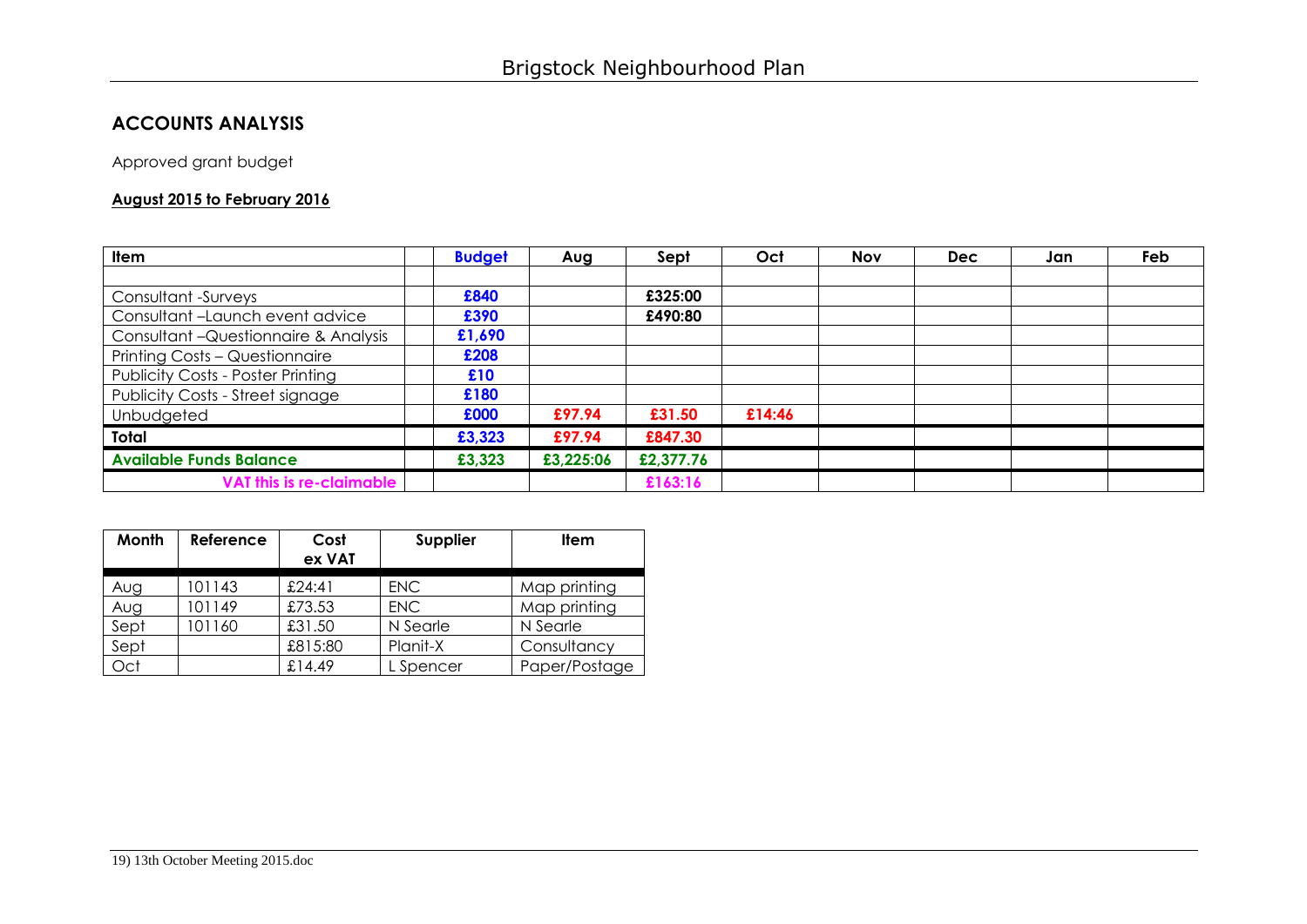## ACCOUNTS ANALYSIS

Approved grant budget

**August 2015 to February 2016**

| Item | | Budget | Aug | Sept | Oct | Nov | Dec | Jan | Feb |
|---|---|---|---|---|---|---|---|---|---|
| | | | | | | | | | |
| Consultant -Surveys | | **£840** | | **£325:00** | | | | | |
| Consultant –Launch event advice | | **£390** | | **£490:80** | | | | | |
| Consultant –Questionnaire & Analysis | | **£1,690** | | | | | | | |
| Printing Costs – Questionnaire | | **£208** | | | | | | | |
| Publicity Costs - Poster Printing | | **£10** | | | | | | | |
| Publicity Costs - Street signage | | **£180** | | | | | | | |
| Unbudgeted | | **£000** | **£97.94** | **£31.50** | **£14:46** | | | | |
| **Total** | | **£3,323** | **£97.94** | **£847.30** | | | | | |
| **Available Funds Balance** | | **£3,323** | **£3,225:06** | **£2,377.76** | | | | | |
| **VAT this is re-claimable** | | | | **£163:16** | | | | | |

| Month | Reference | Cost ex VAT | Supplier | Item |
|---|---|---|---|---|
| Aug | 101143 | £24:41 | ENC | Map printing |
| Aug | 101149 | £73.53 | ENC | Map printing |
| Sept | 101160 | £31.50 | N Searle | N Searle |
| Sept | | £815:80 | Planit-X | Consultancy |
| Oct | | £14.49 | L Spencer | Paper/Postage |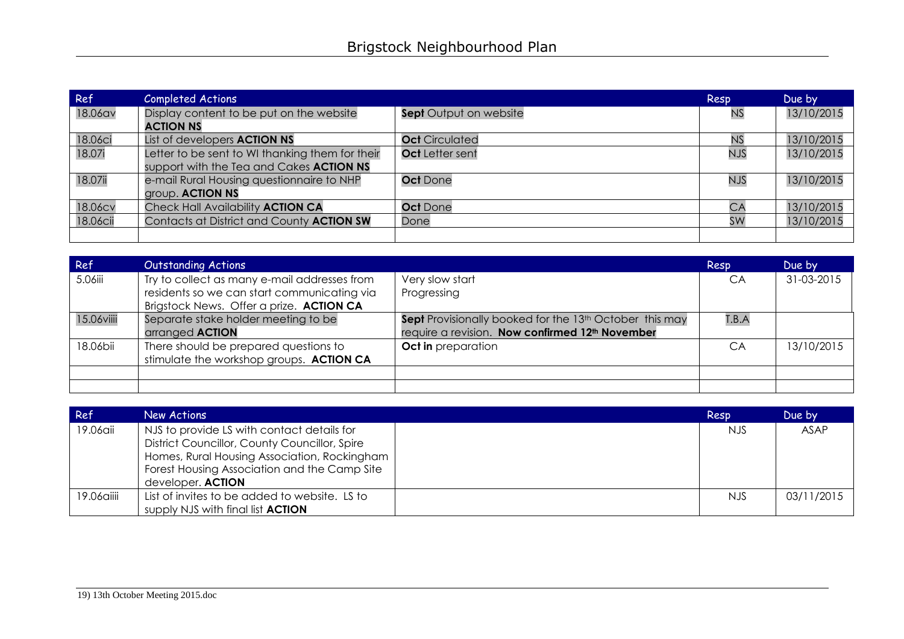| Ref | Completed Actions | | Resp | Due by |
|---|---|---|---|---|
| 18.06av | Display content to be put on the website **ACTION NS** | **Sept** Output on website | NS | 13/10/2015 |
| 18.06ci | List of developers **ACTION NS** | **Oct** Circulated | NS | 13/10/2015 |
| 18.07i | Letter to be sent to WI thanking them for their support with the Tea and Cakes **ACTION NS** | **Oct** Letter sent | NJS | 13/10/2015 |
| 18.07ii | e-mail Rural Housing questionnaire to NHP group. **ACTION NS** | **Oct** Done | NJS | 13/10/2015 |
| 18.06cv | Check Hall Availability **ACTION CA** | **Oct** Done | CA | 13/10/2015 |
| 18.06cii | Contacts at District and County **ACTION SW** | Done | SW | 13/10/2015 |
| | | | | |

| Ref | Outstanding Actions | | Resp | Due by |
|---|---|---|---|---|
| 5.06iii | Try to collect as many e-mail addresses from residents so we can start communicating via Brigstock News. Offer a prize. **ACTION CA** | Very slow start<br>Progressing | CA | 31-03-2015 |
| 15.06viiii | Separate stake holder meeting to be arranged **ACTION** | **Sept** Provisionally booked for the 13th October this may require a revision. **Now confirmed 12th November** | T.B.A | |
| 18.06bii | There should be prepared questions to stimulate the workshop groups. **ACTION CA** | **Oct in** preparation | CA | 13/10/2015 |
| | | | | |
| | | | | |

| Ref | New Actions | | Resp | Due by |
|---|---|---|---|---|
| 19.06aii | NJS to provide LS with contact details for District Councillor, County Councillor, Spire Homes, Rural Housing Association, Rockingham Forest Housing Association and the Camp Site developer. **ACTION** | | NJS | ASAP |
| 19.06aiiii | List of invites to be added to website. LS to supply NJS with final list **ACTION** | | NJS | 03/11/2015 |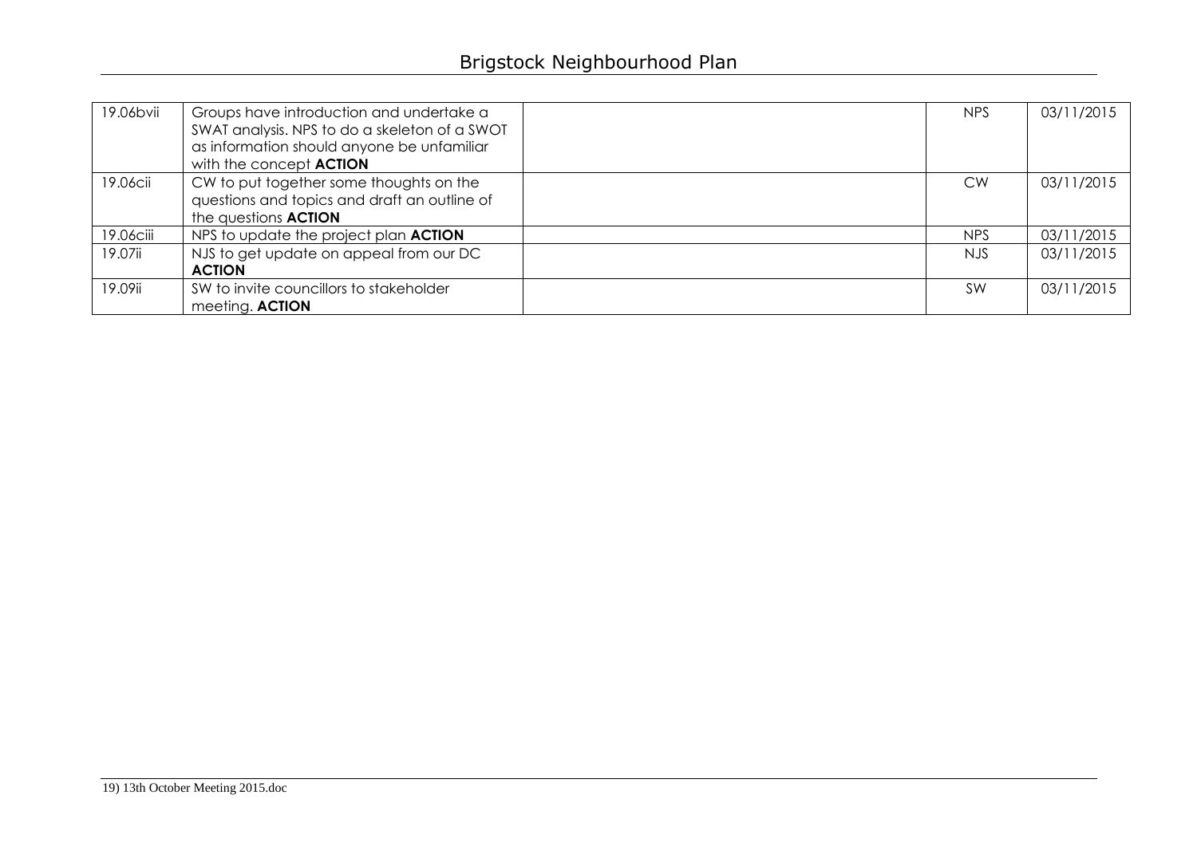| 19.06bvii | Groups have introduction and undertake a SWAT analysis. NPS to do a skeleton of a SWOT as information should anyone be unfamiliar with the concept **ACTION** | | NPS | 03/11/2015 |
|---|---|---|---|---|
| 19.06cii | CW to put together some thoughts on the questions and topics and draft an outline of the questions **ACTION** | | CW | 03/11/2015 |
| 19.06ciii | NPS to update the project plan **ACTION** | | NPS | 03/11/2015 |
| 19.07ii | NJS to get update on appeal from our DC **ACTION** | | NJS | 03/11/2015 |
| 19.09ii | SW to invite councillors to stakeholder meeting. **ACTION** | | SW | 03/11/2015 |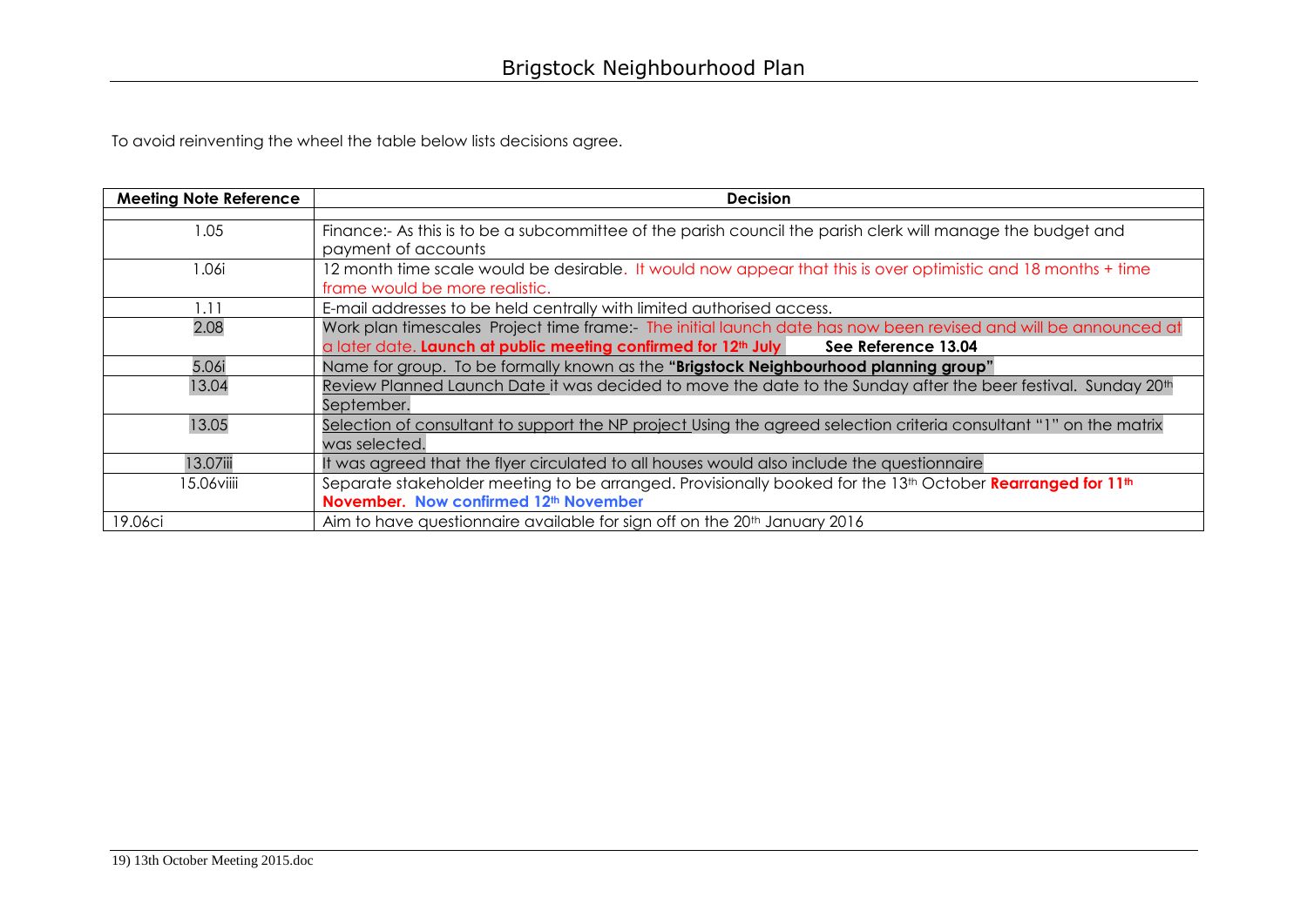To avoid reinventing the wheel the table below lists decisions agree.

| Meeting Note Reference | Decision |
|---|---|
| | |
| 1.05 | Finance:- As this is to be a subcommittee of the parish council the parish clerk will manage the budget and payment of accounts |
| 1.06i | 12 month time scale would be desirable. It would now appear that this is over optimistic and 18 months + time frame would be more realistic. |
| 1.11 | E-mail addresses to be held centrally with limited authorised access. |
| 2.08 | Work plan timescales Project time frame:- The initial launch date has now been revised and will be announced at a later date. **Launch at public meeting confirmed for 12th July** **See Reference 13.04** |
| 5.06i | Name for group. To be formally known as the **"Brigstock Neighbourhood planning group"** |
| 13.04 | Review Planned Launch Date it was decided to move the date to the Sunday after the beer festival. Sunday 20th September. |
| 13.05 | Selection of consultant to support the NP project Using the agreed selection criteria consultant "1" on the matrix was selected. |
| 13.07iii | It was agreed that the flyer circulated to all houses would also include the questionnaire |
| 15.06viiii | Separate stakeholder meeting to be arranged. Provisionally booked for the 13th October **Rearranged for 11th November. Now confirmed 12th November** |
| 19.06ci | Aim to have questionnaire available for sign off on the 20th January 2016 |